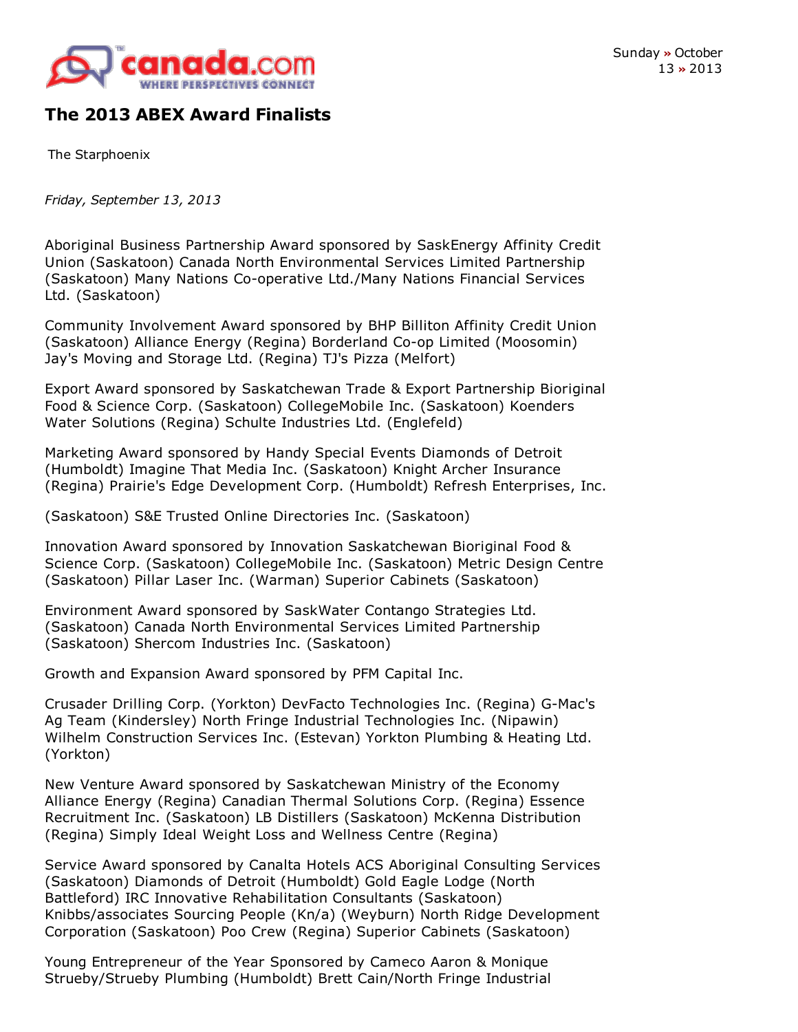# The 2013 ABEX Award Finalists

The Starphoenix

*Friday, September 13, 2013*

Aboriginal Business Partnership Award sponsored by SaskEnergy Affinity Credit Union (Saskatoon) Canada North Environmental Services Limited Partnership (Saskatoon) Many Nations Co-operative Ltd./Many Nations Financial Services Ltd. (Saskatoon)

Community Involvement Award sponsored by BHP Billiton Affinity Credit Union (Saskatoon) Alliance Energy (Regina) Borderland Co-op Limited (Moosomin) Jay's Moving and Storage Ltd. (Regina) TJ's Pizza (Melfort)

Export Award sponsored by Saskatchewan Trade & Export Partnership Bioriginal Food & Science Corp. (Saskatoon) CollegeMobile Inc. (Saskatoon) Koenders Water Solutions (Regina) Schulte Industries Ltd. (Englefeld)

Marketing Award sponsored by Handy Special Events Diamonds of Detroit (Humboldt) Imagine That Media Inc. (Saskatoon) Knight Archer Insurance (Regina) Prairie's Edge Development Corp. (Humboldt) Refresh Enterprises, Inc.

(Saskatoon) S&E Trusted Online Directories Inc. (Saskatoon)

Innovation Award sponsored by Innovation Saskatchewan Bioriginal Food & Science Corp. (Saskatoon) CollegeMobile Inc. (Saskatoon) Metric Design Centre (Saskatoon) Pillar Laser Inc. (Warman) Superior Cabinets (Saskatoon)

Environment Award sponsored by SaskWater Contango Strategies Ltd. (Saskatoon) Canada North Environmental Services Limited Partnership (Saskatoon) Shercom Industries Inc. (Saskatoon)

Growth and Expansion Award sponsored by PFM Capital Inc.

Crusader Drilling Corp. (Yorkton) DevFacto Technologies Inc. (Regina) G-Mac's Ag Team (Kindersley) North Fringe Industrial Technologies Inc. (Nipawin) Wilhelm Construction Services Inc. (Estevan) Yorkton Plumbing & Heating Ltd. (Yorkton)

New Venture Award sponsored by Saskatchewan Ministry of the Economy Alliance Energy (Regina) Canadian Thermal Solutions Corp. (Regina) Essence Recruitment Inc. (Saskatoon) LB Distillers (Saskatoon) McKenna Distribution (Regina) Simply Ideal Weight Loss and Wellness Centre (Regina)

Service Award sponsored by Canalta Hotels ACS Aboriginal Consulting Services (Saskatoon) Diamonds of Detroit (Humboldt) Gold Eagle Lodge (North Battleford) IRC Innovative Rehabilitation Consultants (Saskatoon) Knibbs/associates Sourcing People (Kn/a) (Weyburn) North Ridge Development Corporation (Saskatoon) Poo Crew (Regina) Superior Cabinets (Saskatoon)

Young Entrepreneur of the Year Sponsored by Cameco Aaron & Monique Strueby/Strueby Plumbing (Humboldt) Brett Cain/North Fringe Industrial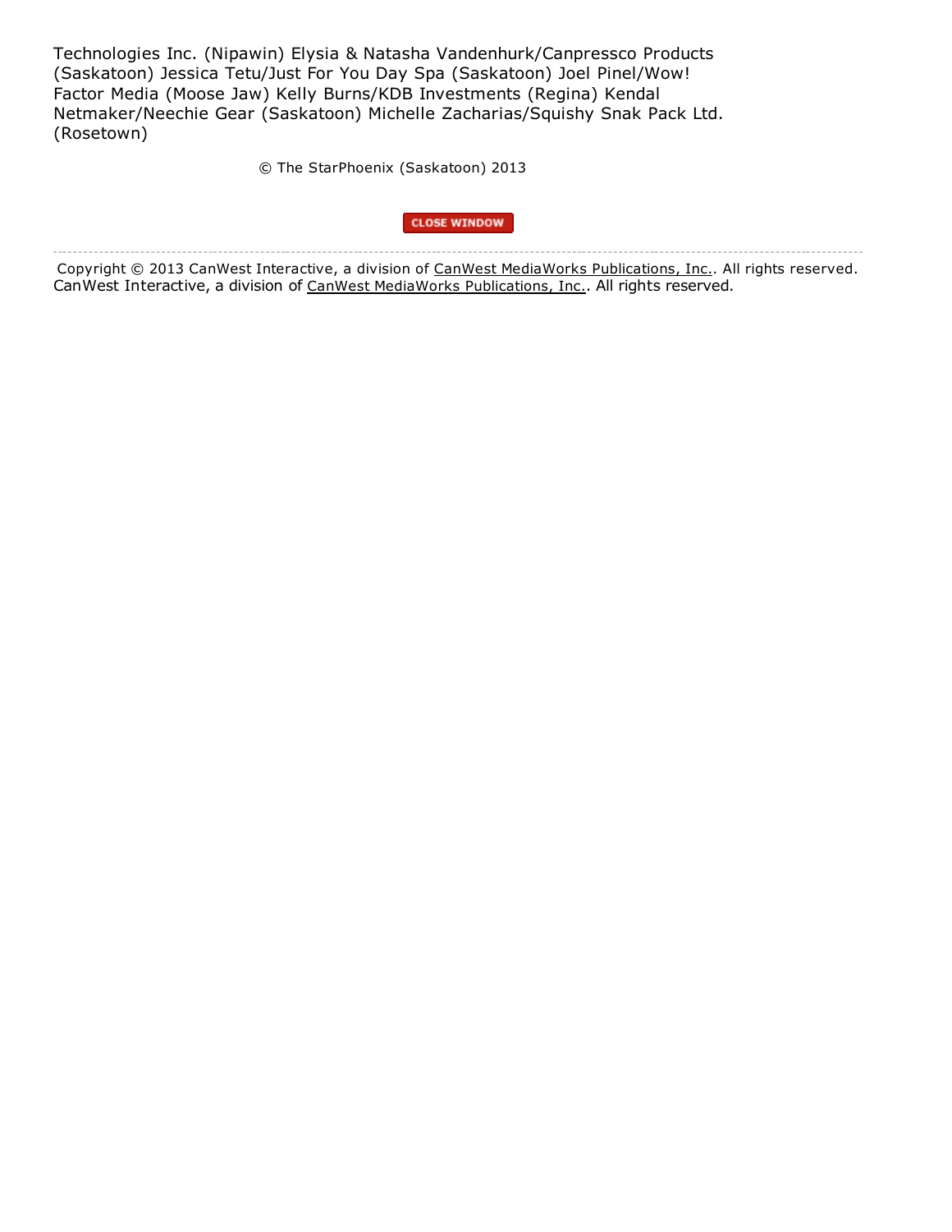Technologies Inc. (Nipawin) Elysia & Natasha Vandenhurk/Canpressco Products (Saskatoon) Jessica Tetu/Just For You Day Spa (Saskatoon) Joel Pinel/Wow! Factor Media (Moose Jaw) Kelly Burns/KDB Investments (Regina) Kendal Netmaker/Neechie Gear (Saskatoon) Michelle Zacharias/Squishy Snak Pack Ltd. (Rosetown)

© The StarPhoenix (Saskatoon) 2013

Copyright © 2013 CanWest Interactive, a division of CanWest MediaWorks Publications, Inc.. All rights reserved. CanWest Interactive, a division of CanWest MediaWorks Publications, Inc.. All rights reserved.